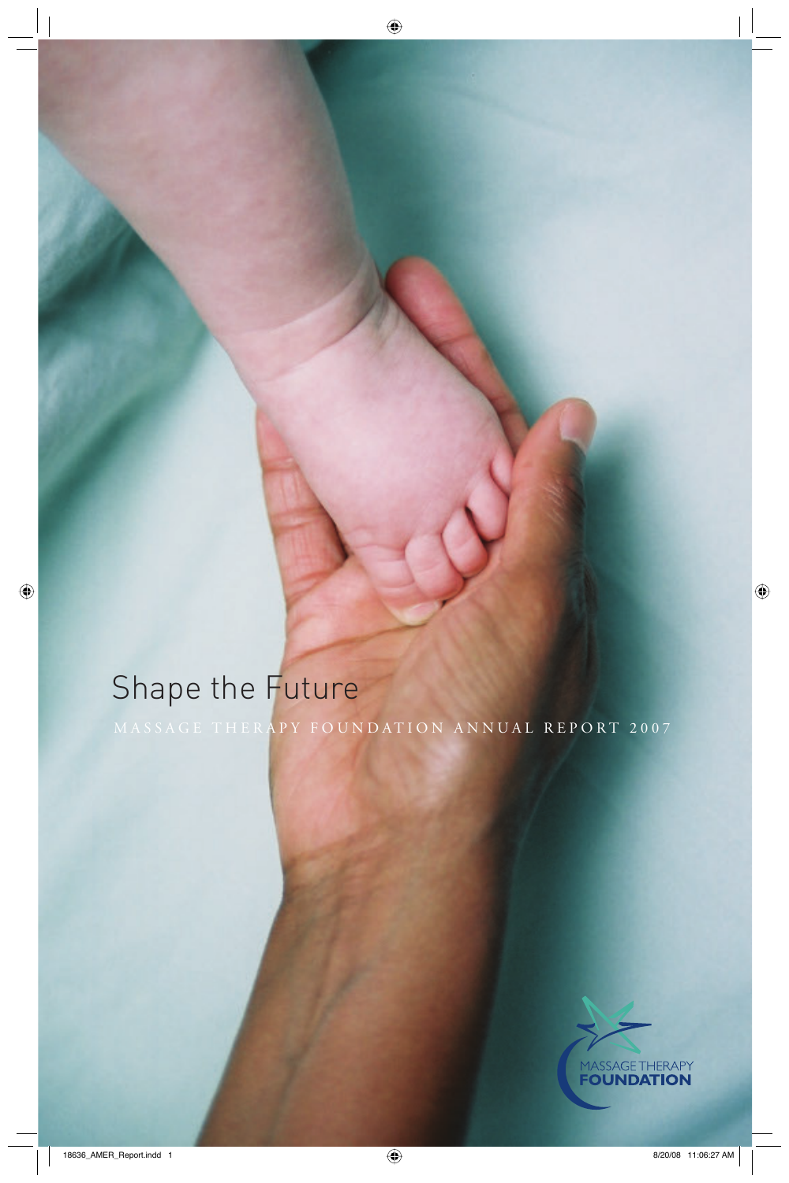# Shape the Future

MASSAGE THERAPY FOUNDATION ANNUAL REPORT 2007

MASSAGE THERAPY
**FOUNDATION**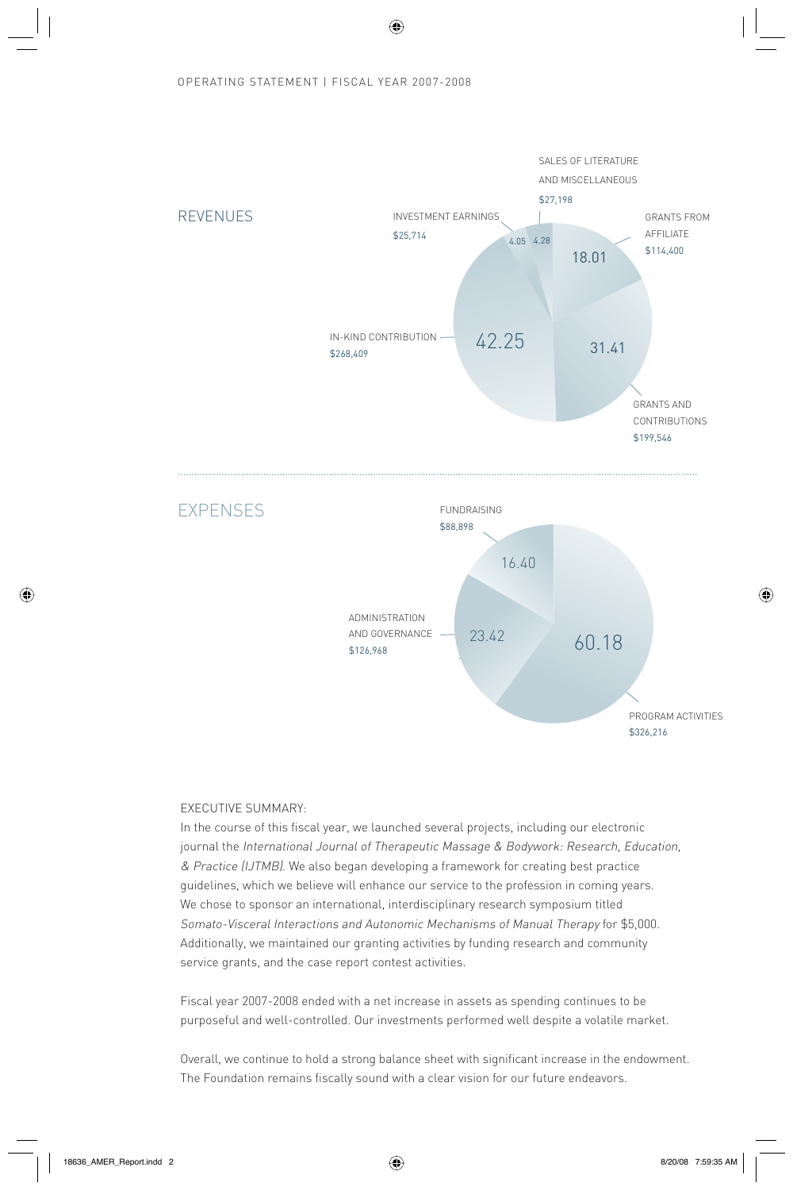OPERATING STATEMENT | FISCAL YEAR 2007-2008

## REVENUES

| Category | Amount | Percent |
|---|---|---|
| Grants from Affiliate | $114,400 | 18.01 |
| Grants and Contributions | $199,546 | 31.41 |
| In-Kind Contribution | $268,409 | 42.25 |
| Investment Earnings | $25,714 | 4.05 |
| Sales of Literature and Miscellaneous | $27,198 | 4.28 |

## EXPENSES

| Category | Amount | Percent |
|---|---|---|
| Program Activities | $326,216 | 60.18 |
| Administration and Governance | $126,968 | 23.42 |
| Fundraising | $88,898 | 16.40 |

EXECUTIVE SUMMARY:

In the course of this fiscal year, we launched several projects, including our electronic journal the *International Journal of Therapeutic Massage & Bodywork: Research, Education, & Practice (IJTMB)*. We also began developing a framework for creating best practice guidelines, which we believe will enhance our service to the profession in coming years. We chose to sponsor an international, interdisciplinary research symposium titled *Somato-Visceral Interactions and Autonomic Mechanisms of Manual Therapy* for $5,000. Additionally, we maintained our granting activities by funding research and community service grants, and the case report contest activities.

Fiscal year 2007-2008 ended with a net increase in assets as spending continues to be purposeful and well-controlled. Our investments performed well despite a volatile market.

Overall, we continue to hold a strong balance sheet with significant increase in the endowment. The Foundation remains fiscally sound with a clear vision for our future endeavors.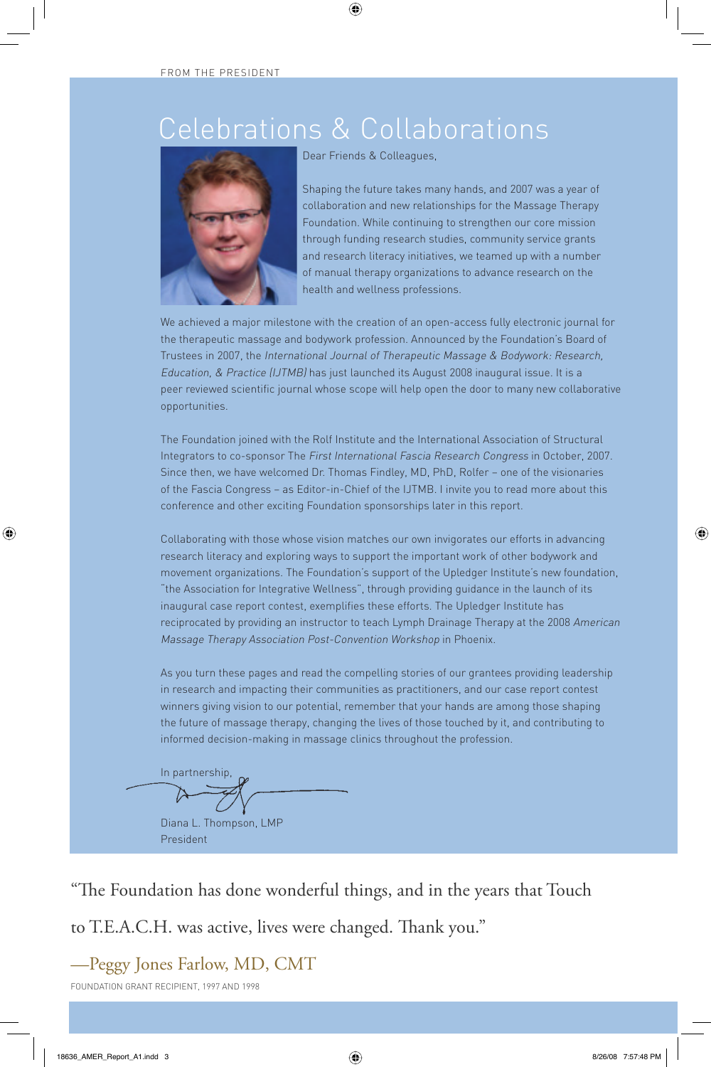FROM THE PRESIDENT

# Celebrations & Collaborations

Dear Friends & Colleagues,

Shaping the future takes many hands, and 2007 was a year of collaboration and new relationships for the Massage Therapy Foundation. While continuing to strengthen our core mission through funding research studies, community service grants and research literacy initiatives, we teamed up with a number of manual therapy organizations to advance research on the health and wellness professions.

We achieved a major milestone with the creation of an open-access fully electronic journal for the therapeutic massage and bodywork profession. Announced by the Foundation's Board of Trustees in 2007, the *International Journal of Therapeutic Massage & Bodywork: Research, Education, & Practice (IJTMB)* has just launched its August 2008 inaugural issue. It is a peer reviewed scientific journal whose scope will help open the door to many new collaborative opportunities.

The Foundation joined with the Rolf Institute and the International Association of Structural Integrators to co-sponsor The *First International Fascia Research Congress* in October, 2007. Since then, we have welcomed Dr. Thomas Findley, MD, PhD, Rolfer – one of the visionaries of the Fascia Congress – as Editor-in-Chief of the IJTMB. I invite you to read more about this conference and other exciting Foundation sponsorships later in this report.

Collaborating with those whose vision matches our own invigorates our efforts in advancing research literacy and exploring ways to support the important work of other bodywork and movement organizations. The Foundation's support of the Upledger Institute's new foundation, "the Association for Integrative Wellness", through providing guidance in the launch of its inaugural case report contest, exemplifies these efforts. The Upledger Institute has reciprocated by providing an instructor to teach Lymph Drainage Therapy at the 2008 *American Massage Therapy Association Post-Convention Workshop* in Phoenix.

As you turn these pages and read the compelling stories of our grantees providing leadership in research and impacting their communities as practitioners, and our case report contest winners giving vision to our potential, remember that your hands are among those shaping the future of massage therapy, changing the lives of those touched by it, and contributing to informed decision-making in massage clinics throughout the profession.

In partnership,

Diana L. Thompson, LMP
President

"The Foundation has done wonderful things, and in the years that Touch to T.E.A.C.H. was active, lives were changed. Thank you."

—Peggy Jones Farlow, MD, CMT

FOUNDATION GRANT RECIPIENT, 1997 AND 1998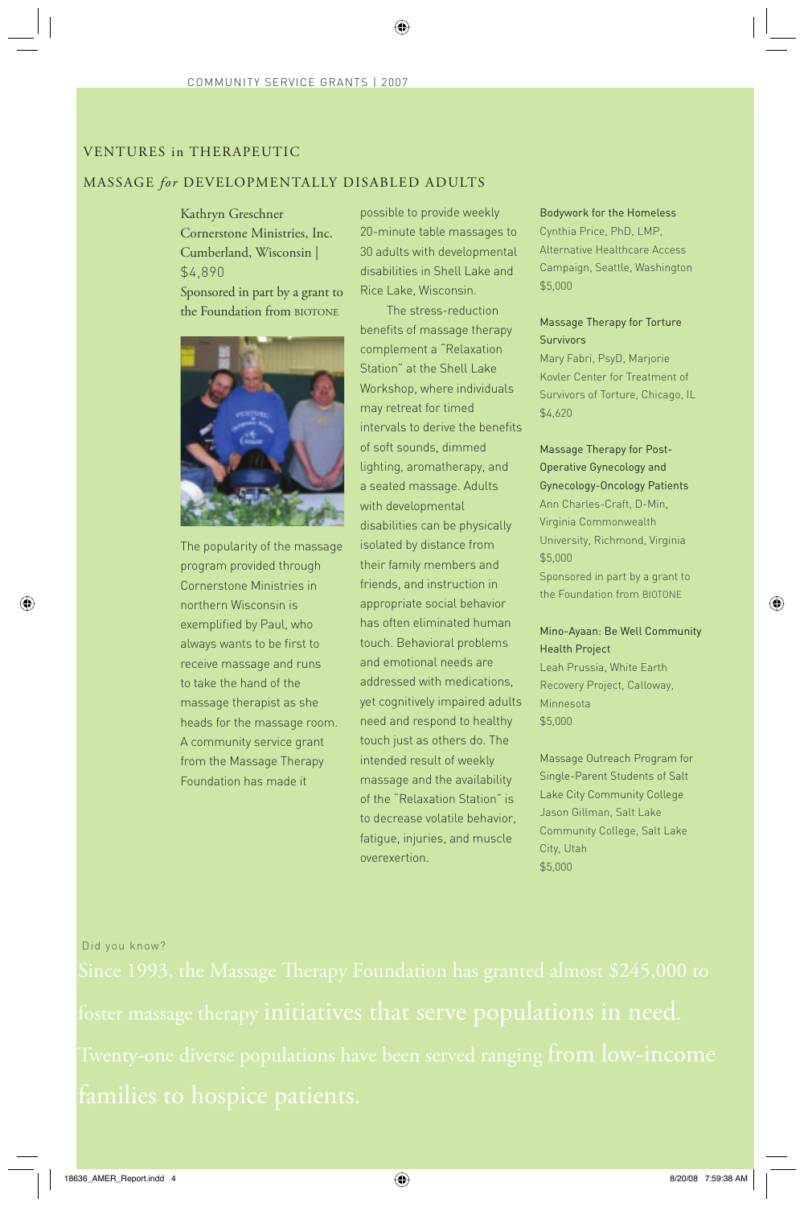COMMUNITY SERVICE GRANTS | 2007

## VENTURES in THERAPEUTIC MASSAGE *for* DEVELOPMENTALLY DISABLED ADULTS

Kathryn Greschner
Cornerstone Ministries, Inc.
Cumberland, Wisconsin | $4,890
Sponsored in part by a grant to the Foundation from BIOTONE

The popularity of the massage program provided through Cornerstone Ministries in northern Wisconsin is exemplified by Paul, who always wants to be first to receive massage and runs to take the hand of the massage therapist as she heads for the massage room. A community service grant from the Massage Therapy Foundation has made it possible to provide weekly 20-minute table massages to 30 adults with developmental disabilities in Shell Lake and Rice Lake, Wisconsin.

The stress-reduction benefits of massage therapy complement a "Relaxation Station" at the Shell Lake Workshop, where individuals may retreat for timed intervals to derive the benefits of soft sounds, dimmed lighting, aromatherapy, and a seated massage. Adults with developmental disabilities can be physically isolated by distance from their family members and friends, and instruction in appropriate social behavior has often eliminated human touch. Behavioral problems and emotional needs are addressed with medications, yet cognitively impaired adults need and respond to healthy touch just as others do. The intended result of weekly massage and the availability of the "Relaxation Station" is to decrease volatile behavior, fatigue, injuries, and muscle overexertion.

**Bodywork for the Homeless**
Cynthia Price, PhD, LMP, Alternative Healthcare Access Campaign, Seattle, Washington
$5,000

**Massage Therapy for Torture Survivors**
Mary Fabri, PsyD, Marjorie Kovler Center for Treatment of Survivors of Torture, Chicago, IL
$4,620

**Massage Therapy for Post-Operative Gynecology and Gynecology-Oncology Patients**
Ann Charles-Craft, D-Min, Virginia Commonwealth University, Richmond, Virginia
$5,000
Sponsored in part by a grant to the Foundation from BIOTONE

**Mino-Ayaan: Be Well Community Health Project**
Leah Prussia, White Earth Recovery Project, Calloway, Minnesota
$5,000

**Massage Outreach Program for Single-Parent Students of Salt Lake City Community College**
Jason Gillman, Salt Lake Community College, Salt Lake City, Utah
$5,000

Did you know?

Since 1993, the Massage Therapy Foundation has granted almost $245,000 to foster massage therapy initiatives that serve populations in need. Twenty-one diverse populations have been served ranging from low-income families to hospice patients.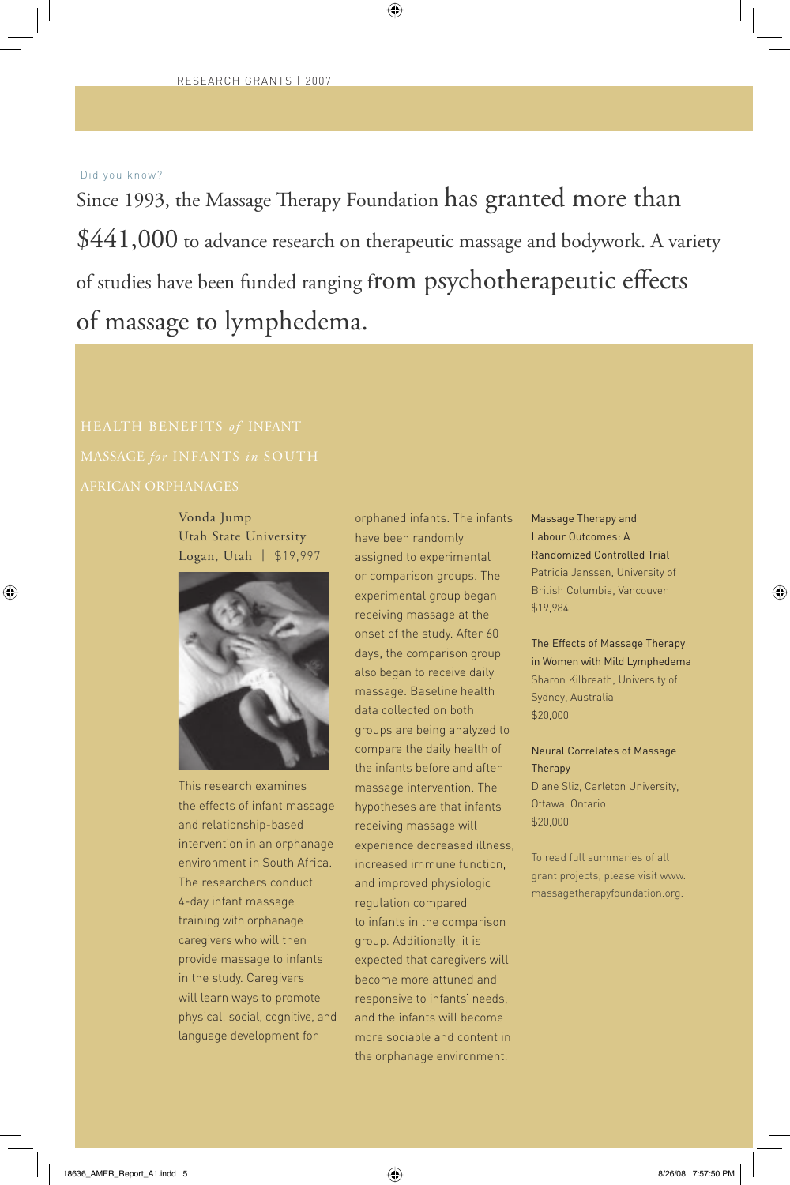Did you know?

Since 1993, the Massage Therapy Foundation has granted more than $441,000 to advance research on therapeutic massage and bodywork. A variety of studies have been funded ranging from psychotherapeutic effects of massage to lymphedema.

## HEALTH BENEFITS *of* INFANT MASSAGE *for* INFANTS *in* SOUTH AFRICAN ORPHANAGES

Vonda Jump
Utah State University
Logan, Utah | $19,997

This research examines the effects of infant massage and relationship-based intervention in an orphanage environment in South Africa. The researchers conduct 4-day infant massage training with orphanage caregivers who will then provide massage to infants in the study. Caregivers will learn ways to promote physical, social, cognitive, and language development for orphaned infants. The infants have been randomly assigned to experimental or comparison groups. The experimental group began receiving massage at the onset of the study. After 60 days, the comparison group also began to receive daily massage. Baseline health data collected on both groups are being analyzed to compare the daily health of the infants before and after massage intervention. The hypotheses are that infants receiving massage will experience decreased illness, increased immune function, and improved physiologic regulation compared to infants in the comparison group. Additionally, it is expected that caregivers will become more attuned and responsive to infants' needs, and the infants will become more sociable and content in the orphanage environment.

Massage Therapy and Labour Outcomes: A Randomized Controlled Trial
Patricia Janssen, University of British Columbia, Vancouver
$19,984

The Effects of Massage Therapy in Women with Mild Lymphedema
Sharon Kilbreath, University of Sydney, Australia
$20,000

Neural Correlates of Massage Therapy
Diane Sliz, Carleton University, Ottawa, Ontario
$20,000

To read full summaries of all grant projects, please visit www.massagetherapyfoundation.org.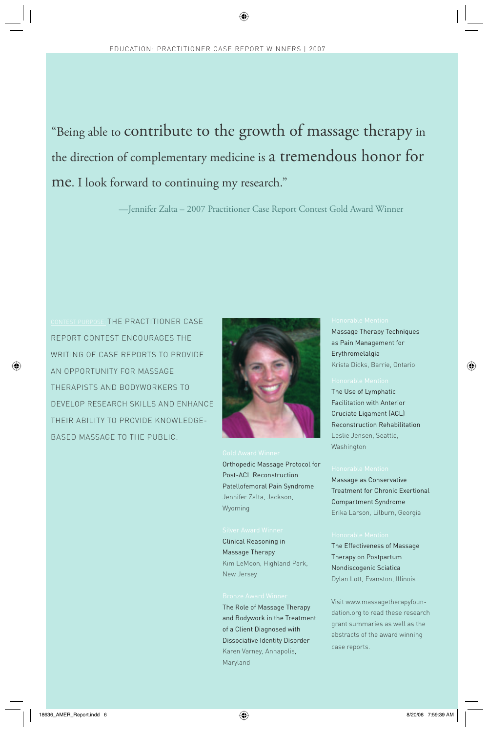## EDUCATION: PRACTITIONER CASE REPORT WINNERS | 2007

> "Being able to contribute to the growth of massage therapy in the direction of complementary medicine is a tremendous honor for me. I look forward to continuing my research."
>
> —Jennifer Zalta – 2007 Practitioner Case Report Contest Gold Award Winner

CONTEST PURPOSE: THE PRACTITIONER CASE REPORT CONTEST ENCOURAGES THE WRITING OF CASE REPORTS TO PROVIDE AN OPPORTUNITY FOR MASSAGE THERAPISTS AND BODYWORKERS TO DEVELOP RESEARCH SKILLS AND ENHANCE THEIR ABILITY TO PROVIDE KNOWLEDGE-BASED MASSAGE TO THE PUBLIC.

**Gold Award Winner**
Orthopedic Massage Protocol for Post-ACL Reconstruction Patellofemoral Pain Syndrome
Jennifer Zalta, Jackson, Wyoming

**Silver Award Winner**
Clinical Reasoning in Massage Therapy
Kim LeMoon, Highland Park, New Jersey

**Bronze Award Winner**
The Role of Massage Therapy and Bodywork in the Treatment of a Client Diagnosed with Dissociative Identity Disorder
Karen Varney, Annapolis, Maryland

**Honorable Mention**
Massage Therapy Techniques as Pain Management for Erythromelalgia
Krista Dicks, Barrie, Ontario

**Honorable Mention**
The Use of Lymphatic Facilitation with Anterior Cruciate Ligament (ACL) Reconstruction Rehabilitation
Leslie Jensen, Seattle, Washington

**Honorable Mention**
Massage as Conservative Treatment for Chronic Exertional Compartment Syndrome
Erika Larson, Lilburn, Georgia

**Honorable Mention**
The Effectiveness of Massage Therapy on Postpartum Nondiscogenic Sciatica
Dylan Lott, Evanston, Illinois

Visit www.massagetherapyfoundation.org to read these research grant summaries as well as the abstracts of the award winning case reports.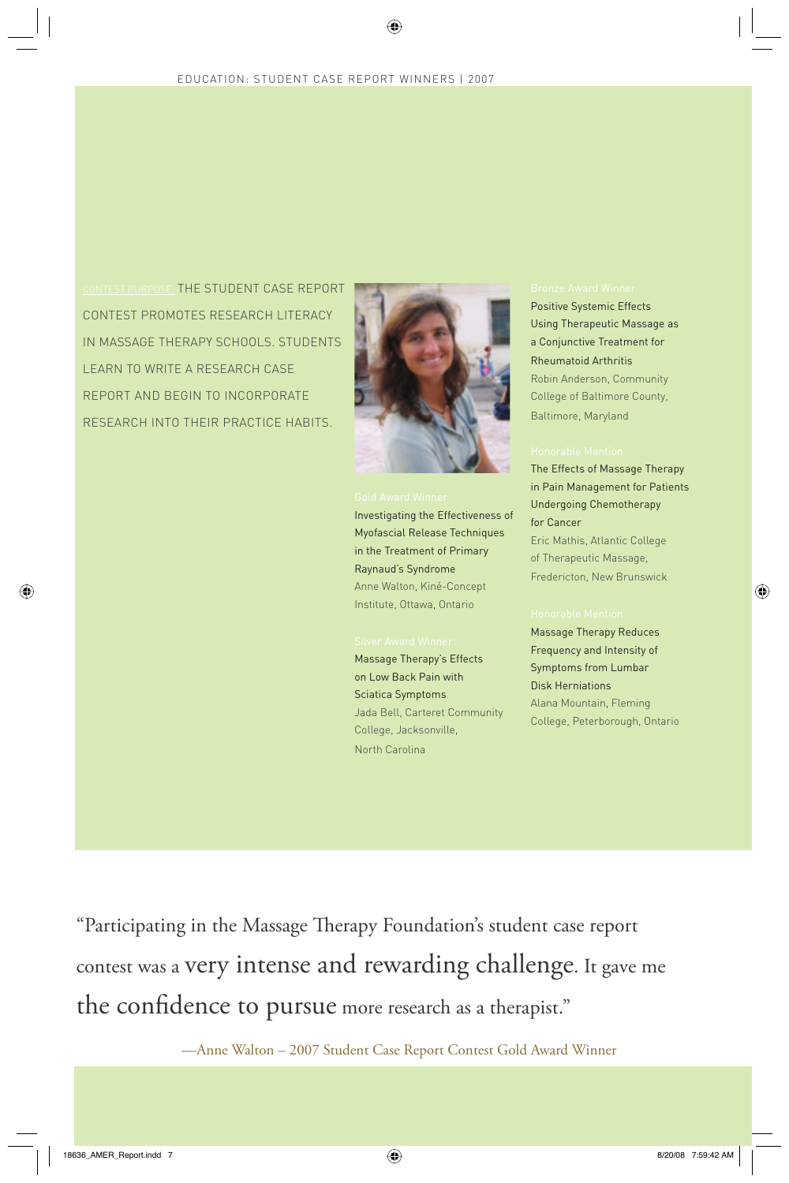EDUCATION: STUDENT CASE REPORT WINNERS | 2007

CONTEST PURPOSE: THE STUDENT CASE REPORT CONTEST PROMOTES RESEARCH LITERACY IN MASSAGE THERAPY SCHOOLS. STUDENTS LEARN TO WRITE A RESEARCH CASE REPORT AND BEGIN TO INCORPORATE RESEARCH INTO THEIR PRACTICE HABITS.

Gold Award Winner

Investigating the Effectiveness of Myofascial Release Techniques in the Treatment of Primary Raynaud's Syndrome

Anne Walton, Kiné-Concept Institute, Ottawa, Ontario

Silver Award Winner

Massage Therapy's Effects on Low Back Pain with Sciatica Symptoms

Jada Bell, Carteret Community College, Jacksonville, North Carolina

Bronze Award Winner

Positive Systemic Effects Using Therapeutic Massage as a Conjunctive Treatment for Rheumatoid Arthritis

Robin Anderson, Community College of Baltimore County, Baltimore, Maryland

Honorable Mention

The Effects of Massage Therapy in Pain Management for Patients Undergoing Chemotherapy for Cancer

Eric Mathis, Atlantic College of Therapeutic Massage, Fredericton, New Brunswick

Honorable Mention

Massage Therapy Reduces Frequency and Intensity of Symptoms from Lumbar Disk Herniations

Alana Mountain, Fleming College, Peterborough, Ontario

"Participating in the Massage Therapy Foundation's student case report contest was a very intense and rewarding challenge. It gave me the confidence to pursue more research as a therapist."

—Anne Walton – 2007 Student Case Report Contest Gold Award Winner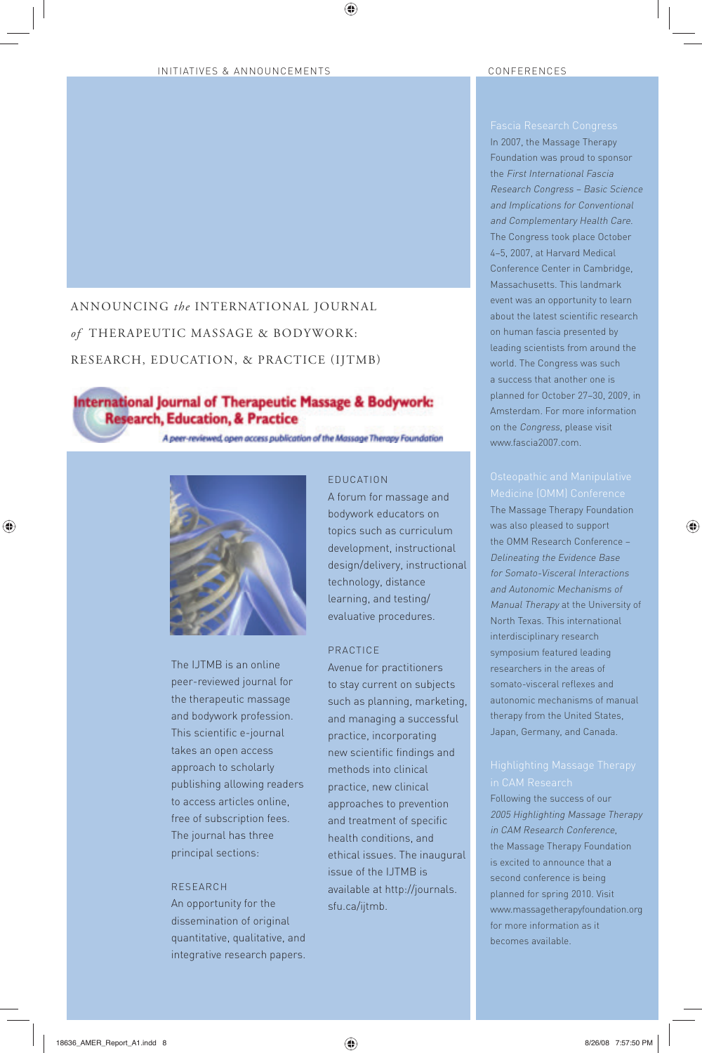INITIATIVES & ANNOUNCEMENTS

# ANNOUNCING *the* INTERNATIONAL JOURNAL *of* THERAPEUTIC MASSAGE & BODYWORK: RESEARCH, EDUCATION, & PRACTICE (IJTMB)

**International Journal of Therapeutic Massage & Bodywork: Research, Education, & Practice**

*A peer-reviewed, open access publication of the Massage Therapy Foundation*

The IJTMB is an online peer-reviewed journal for the therapeutic massage and bodywork profession. This scientific e-journal takes an open access approach to scholarly publishing allowing readers to access articles online, free of subscription fees. The journal has three principal sections:

### RESEARCH

An opportunity for the dissemination of original quantitative, qualitative, and integrative research papers.

### EDUCATION

A forum for massage and bodywork educators on topics such as curriculum development, instructional design/delivery, instructional technology, distance learning, and testing/evaluative procedures.

### PRACTICE

Avenue for practitioners to stay current on subjects such as planning, marketing, and managing a successful practice, incorporating new scientific findings and methods into clinical practice, new clinical approaches to prevention and treatment of specific health conditions, and ethical issues. The inaugural issue of the IJTMB is available at http://journals.sfu.ca/ijtmb.

CONFERENCES

### Fascia Research Congress

In 2007, the Massage Therapy Foundation was proud to sponsor the *First International Fascia Research Congress – Basic Science and Implications for Conventional and Complementary Health Care*. The Congress took place October 4–5, 2007, at Harvard Medical Conference Center in Cambridge, Massachusetts. This landmark event was an opportunity to learn about the latest scientific research on human fascia presented by leading scientists from around the world. The Congress was such a success that another one is planned for October 27–30, 2009, in Amsterdam. For more information on the *Congress*, please visit www.fascia2007.com.

### Osteopathic and Manipulative Medicine (OMM) Conference

The Massage Therapy Foundation was also pleased to support the OMM Research Conference – *Delineating the Evidence Base for Somato-Visceral Interactions and Autonomic Mechanisms of Manual Therapy* at the University of North Texas. This international interdisciplinary research symposium featured leading researchers in the areas of somato-visceral reflexes and autonomic mechanisms of manual therapy from the United States, Japan, Germany, and Canada.

### Highlighting Massage Therapy in CAM Research

Following the success of our *2005 Highlighting Massage Therapy in CAM Research Conference*, the Massage Therapy Foundation is excited to announce that a second conference is being planned for spring 2010. Visit www.massagetherapyfoundation.org for more information as it becomes available.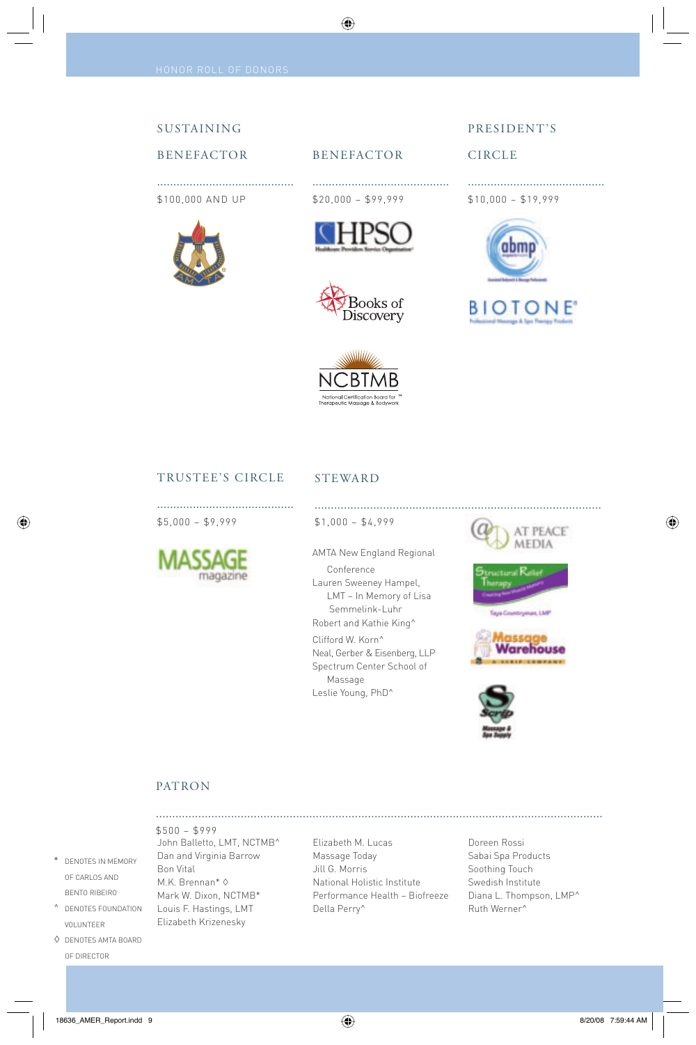HONOR ROLL OF DONORS

## SUSTAINING BENEFACTOR

$100,000 AND UP

AMTA

## BENEFACTOR

$20,000 – $99,999

HPSO Healthcare Providers Service Organization

Books of Discovery

NCBTMB National Certification Board for Therapeutic Massage & Bodywork

## PRESIDENT'S CIRCLE

$10,000 – $19,999

abmp

BIOTONE Professional Massage & Spa Therapy Products

## TRUSTEE'S CIRCLE

$5,000 – $9,999

MASSAGE magazine

## STEWARD

$1,000 – $4,999

AMTA New England Regional Conference

Lauren Sweeney Hampel, LMT – In Memory of Lisa Semmelink-Luhr

Robert and Kathie King^

Clifford W. Korn^

Neal, Gerber & Eisenberg, LLP

Spectrum Center School of Massage

Leslie Young, PhD^

At Peace Media

Structural Relief Therapy – Taya Countryman, LMP

Massage Warehouse – A Scrip Company

Scrip Massage & Spa Supply

## PATRON

$500 – $999

John Balletto, LMT, NCTMB^

Dan and Virginia Barrow

Bon Vital

M.K. Brennan* ◊

Mark W. Dixon, NCTMB*

Louis F. Hastings, LMT

Elizabeth Krizenesky

Elizabeth M. Lucas

Massage Today

Jill G. Morris

National Holistic Institute

Performance Health – Biofreeze

Della Perry^

Doreen Rossi

Sabai Spa Products

Soothing Touch

Swedish Institute

Diana L. Thompson, LMP^

Ruth Werner^

\* DENOTES IN MEMORY OF CARLOS AND BENTO RIBEIRO

^ DENOTES FOUNDATION VOLUNTEER

◊ DENOTES AMTA BOARD OF DIRECTOR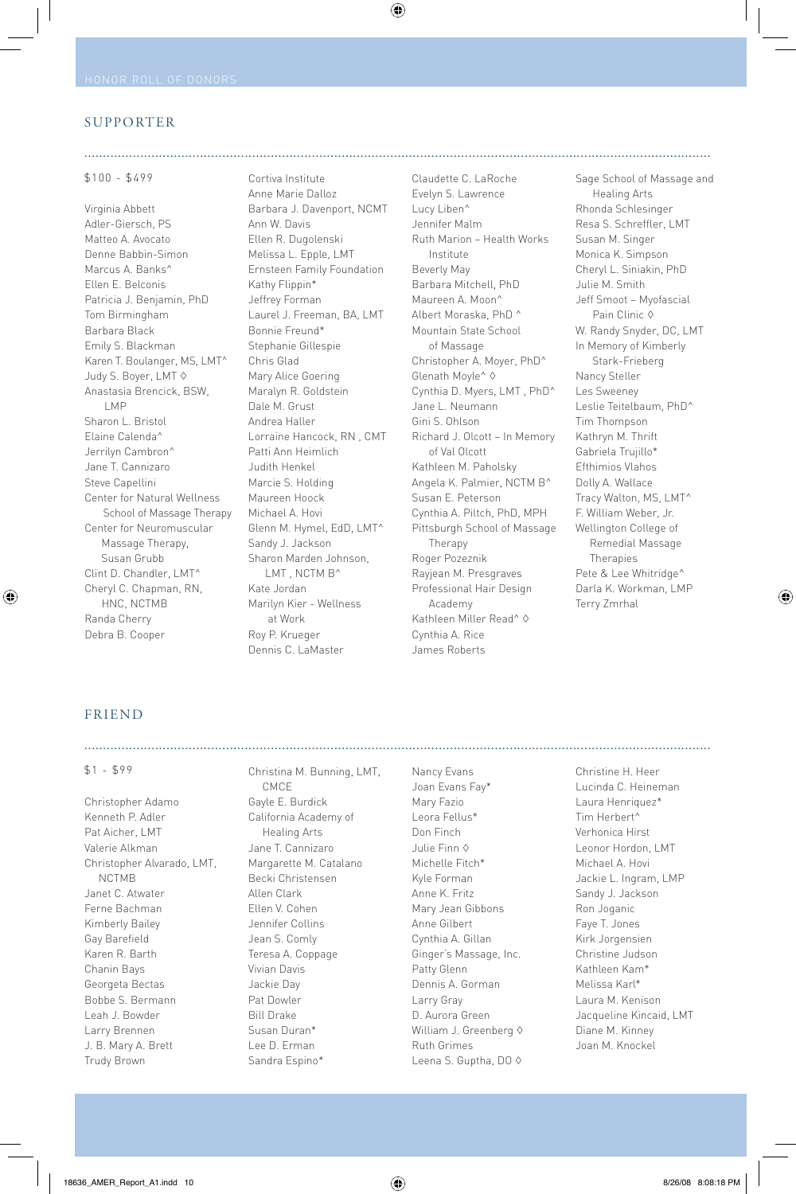## SUPPORTER

$100 - $499

Virginia Abbett
Adler-Giersch, PS
Matteo A. Avocato
Denne Babbin-Simon
Marcus A. Banks^
Ellen E. Belconis
Patricia J. Benjamin, PhD
Tom Birmingham
Barbara Black
Emily S. Blackman
Karen T. Boulanger, MS, LMT^
Judy S. Boyer, LMT ◊
Anastasia Brencick, BSW, LMP
Sharon L. Bristol
Elaine Calenda^
Jerrilyn Cambron^
Jane T. Cannizaro
Steve Capellini
Center for Natural Wellness School of Massage Therapy
Center for Neuromuscular Massage Therapy, Susan Grubb
Clint D. Chandler, LMT^
Cheryl C. Chapman, RN, HNC, NCTMB
Randa Cherry
Debra B. Cooper
Cortiva Institute
Anne Marie Dalloz
Barbara J. Davenport, NCMT
Ann W. Davis
Ellen R. Dugolenski
Melissa L. Epple, LMT
Ernsteen Family Foundation
Kathy Flippin*
Jeffrey Forman
Laurel J. Freeman, BA, LMT
Bonnie Freund*
Stephanie Gillespie
Mary Alice Goering
Maralyn R. Goldstein
Dale M. Grust
Andrea Haller
Lorraine Hancock, RN , CMT
Patti Ann Heimlich
Judith Henkel
Marcie S. Holding
Maureen Hoock
Michael A. Hovi
Glenn M. Hymel, EdD, LMT^
Sandy J. Jackson
Sharon Marden Johnson, LMT , NCTM B^
Kate Jordan
Marilyn Kier - Wellness at Work
Roy P. Krueger
Dennis C. LaMaster
Claudette C. LaRoche
Evelyn S. Lawrence
Lucy Liben^
Jennifer Malm
Ruth Marion – Health Works Institute
Beverly May
Barbara Mitchell, PhD
Maureen A. Moon^
Albert Moraska, PhD ^
Mountain State School of Massage
Christopher A. Moyer, PhD^
Glenath Moyle^ ◊
Cynthia D. Myers, LMT , PhD^
Jane L. Neumann
Gini S. Ohlson
Richard J. Olcott – In Memory of Val Olcott
Kathleen M. Paholsky
Angela K. Palmier, NCTM B^
Susan E. Peterson
Cynthia A. Piltch, PhD, MPH
Pittsburgh School of Massage Therapy
Roger Pozeznik
Rayjean M. Presgraves
Professional Hair Design Academy
Kathleen Miller Read^ ◊
Cynthia A. Rice
James Roberts
Sage School of Massage and Healing Arts
Rhonda Schlesinger
Resa S. Schreffler, LMT
Susan M. Singer
Monica K. Simpson
Cheryl L. Siniakin, PhD
Julie M. Smith
Jeff Smoot – Myofascial Pain Clinic ◊
W. Randy Snyder, DC, LMT
In Memory of Kimberly Stark-Frieberg
Nancy Steller
Les Sweeney
Leslie Teitelbaum, PhD^
Tim Thompson
Kathryn M. Thrift
Gabriela Trujillo*
Efthimios Vlahos
Dolly A. Wallace
Tracy Walton, MS, LMT^
F. William Weber, Jr.
Wellington College of Remedial Massage Therapies
Pete & Lee Whitridge^
Darla K. Workman, LMP
Terry Zmrhal

## FRIEND

$1 - $99

Christopher Adamo
Kenneth P. Adler
Pat Aicher, LMT
Valerie Alkman
Christopher Alvarado, LMT, NCTMB
Janet C. Atwater
Ferne Bachman
Kimberly Bailey
Gay Barefield
Karen R. Barth
Chanin Bays
Georgeta Bectas
Bobbe S. Bermann
Leah J. Bowder
Larry Brennen
J. B. Mary A. Brett
Trudy Brown
Christina M. Bunning, LMT, CMCE
Gayle E. Burdick
California Academy of Healing Arts
Jane T. Cannizaro
Margarette M. Catalano
Becki Christensen
Allen Clark
Ellen V. Cohen
Jennifer Collins
Jean S. Comly
Teresa A. Coppage
Vivian Davis
Jackie Day
Pat Dowler
Bill Drake
Susan Duran*
Lee D. Erman
Sandra Espino*
Nancy Evans
Joan Evans Fay*
Mary Fazio
Leora Fellus*
Don Finch
Julie Finn ◊
Michelle Fitch*
Kyle Forman
Anne K. Fritz
Mary Jean Gibbons
Anne Gilbert
Cynthia A. Gillan
Ginger's Massage, Inc.
Patty Glenn
Dennis A. Gorman
Larry Gray
D. Aurora Green
William J. Greenberg ◊
Ruth Grimes
Leena S. Guptha, DO ◊
Christine H. Heer
Lucinda C. Heineman
Laura Henriquez*
Tim Herbert^
Verhonica Hirst
Leonor Hordon, LMT
Michael A. Hovi
Jackie L. Ingram, LMP
Sandy J. Jackson
Ron Joganic
Faye T. Jones
Kirk Jorgensien
Christine Judson
Kathleen Kam*
Melissa Karl*
Laura M. Kenison
Jacqueline Kincaid, LMT
Diane M. Kinney
Joan M. Knockel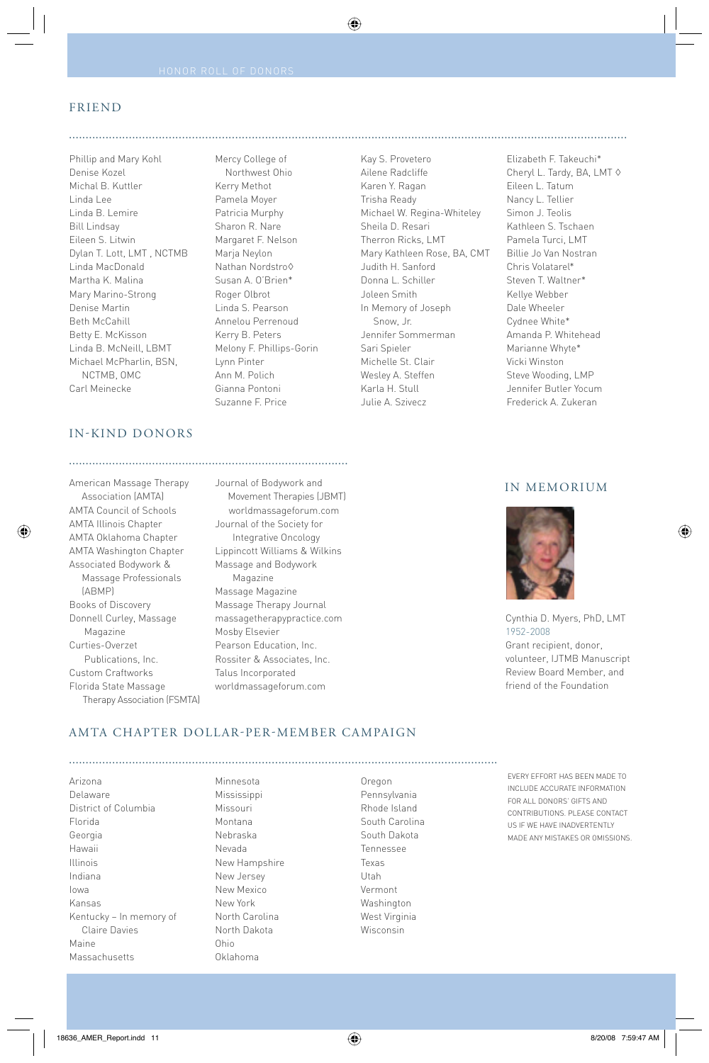## FRIEND

Phillip and Mary Kohl
Denise Kozel
Michal B. Kuttler
Linda Lee
Linda B. Lemire
Bill Lindsay
Eileen S. Litwin
Dylan T. Lott, LMT , NCTMB
Linda MacDonald
Martha K. Malina
Mary Marino-Strong
Denise Martin
Beth McCahill
Betty E. McKisson
Linda B. McNeill, LBMT
Michael McPharlin, BSN, NCTMB, OMC
Carl Meinecke
Mercy College of Northwest Ohio
Kerry Methot
Pamela Moyer
Patricia Murphy
Sharon R. Nare
Margaret F. Nelson
Marja Neylon
Nathan Nordstro◊
Susan A. O'Brien*
Roger Olbrot
Linda S. Pearson
Annelou Perrenoud
Kerry B. Peters
Melony F. Phillips-Gorin
Lynn Pinter
Ann M. Polich
Gianna Pontoni
Suzanne F. Price
Kay S. Provetero
Ailene Radcliffe
Karen Y. Ragan
Trisha Ready
Michael W. Regina-Whiteley
Sheila D. Resari
Therron Ricks, LMT
Mary Kathleen Rose, BA, CMT
Judith H. Sanford
Donna L. Schiller
Joleen Smith
In Memory of Joseph Snow, Jr.
Jennifer Sommerman
Sari Spieler
Michelle St. Clair
Wesley A. Steffen
Karla H. Stull
Julie A. Szivecz
Elizabeth F. Takeuchi*
Cheryl L. Tardy, BA, LMT ◊
Eileen L. Tatum
Nancy L. Tellier
Simon J. Teolis
Kathleen S. Tschaen
Pamela Turci, LMT
Billie Jo Van Nostran
Chris Volatarel*
Steven T. Waltner*
Kellye Webber
Dale Wheeler
Cydnee White*
Amanda P. Whitehead
Marianne Whyte*
Vicki Winston
Steve Wooding, LMP
Jennifer Butler Yocum
Frederick A. Zukeran

## IN-KIND DONORS

American Massage Therapy Association (AMTA)
AMTA Council of Schools
AMTA Illinois Chapter
AMTA Oklahoma Chapter
AMTA Washington Chapter
Associated Bodywork & Massage Professionals (ABMP)
Books of Discovery
Donnell Curley, Massage Magazine
Curties-Overzet Publications, Inc.
Custom Craftworks
Florida State Massage Therapy Association (FSMTA)
Journal of Bodywork and Movement Therapies (JBMT) worldmassageforum.com
Journal of the Society for Integrative Oncology
Lippincott Williams & Wilkins
Massage and Bodywork Magazine
Massage Magazine
Massage Therapy Journal
massagetherapypractice.com
Mosby Elsevier
Pearson Education, Inc.
Rossiter & Associates, Inc.
Talus Incorporated
worldmassageforum.com

## IN MEMORIUM

Cynthia D. Myers, PhD, LMT
1952-2008
Grant recipient, donor, volunteer, IJTMB Manuscript Review Board Member, and friend of the Foundation

## AMTA CHAPTER DOLLAR-PER-MEMBER CAMPAIGN

Arizona
Delaware
District of Columbia
Florida
Georgia
Hawaii
Illinois
Indiana
Iowa
Kansas
Kentucky – In memory of Claire Davies
Maine
Massachusetts
Minnesota
Mississippi
Missouri
Montana
Nebraska
Nevada
New Hampshire
New Jersey
New Mexico
New York
North Carolina
North Dakota
Ohio
Oklahoma
Oregon
Pennsylvania
Rhode Island
South Carolina
South Dakota
Tennessee
Texas
Utah
Vermont
Washington
West Virginia
Wisconsin

EVERY EFFORT HAS BEEN MADE TO INCLUDE ACCURATE INFORMATION FOR ALL DONORS' GIFTS AND CONTRIBUTIONS. PLEASE CONTACT US IF WE HAVE INADVERTENTLY MADE ANY MISTAKES OR OMISSIONS.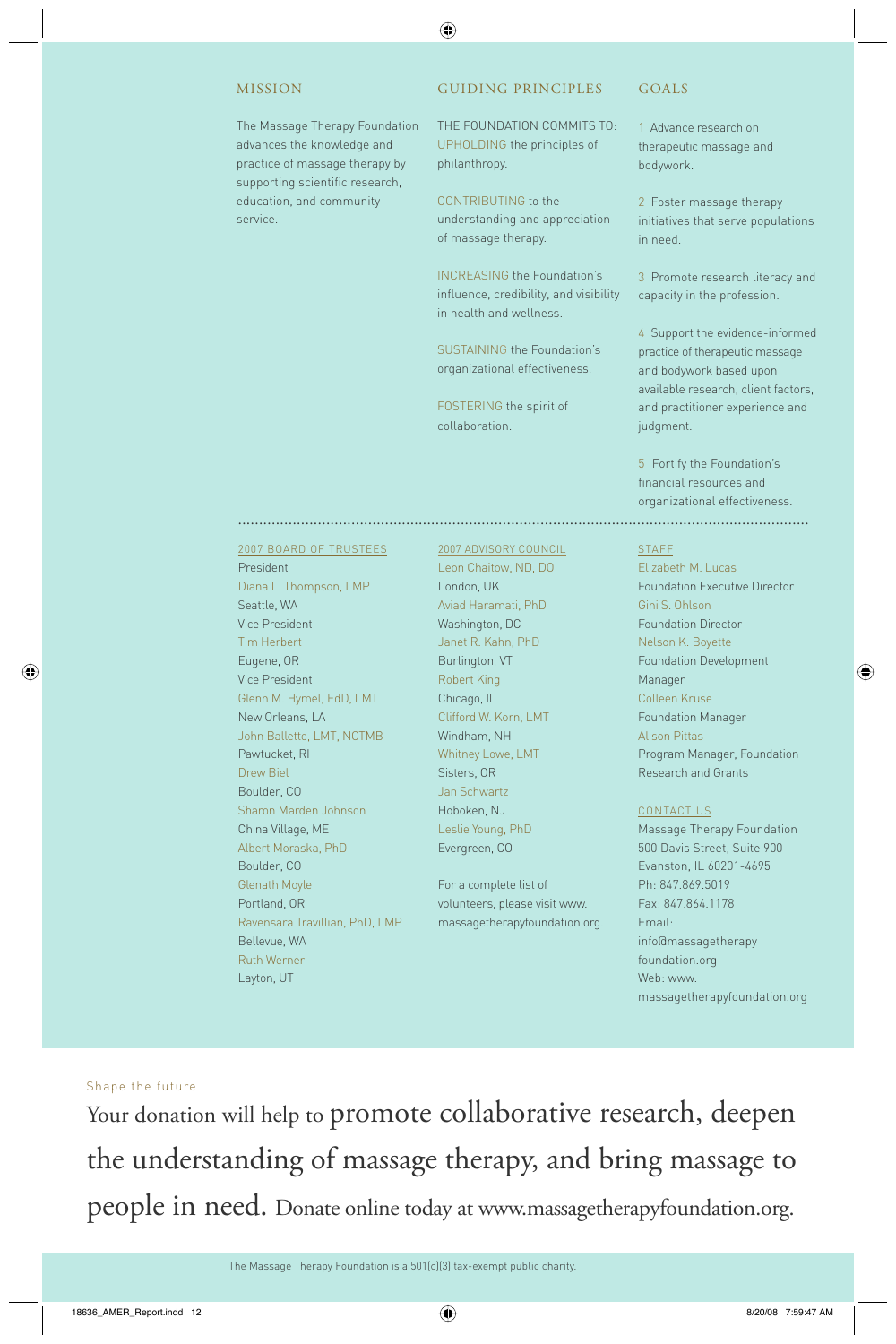## MISSION

The Massage Therapy Foundation advances the knowledge and practice of massage therapy by supporting scientific research, education, and community service.

## GUIDING PRINCIPLES

THE FOUNDATION COMMITS TO:

UPHOLDING the principles of philanthropy.

CONTRIBUTING to the understanding and appreciation of massage therapy.

INCREASING the Foundation's influence, credibility, and visibility in health and wellness.

SUSTAINING the Foundation's organizational effectiveness.

FOSTERING the spirit of collaboration.

## GOALS

1 Advance research on therapeutic massage and bodywork.

2 Foster massage therapy initiatives that serve populations in need.

3 Promote research literacy and capacity in the profession.

4 Support the evidence-informed practice of therapeutic massage and bodywork based upon available research, client factors, and practitioner experience and judgment.

5 Fortify the Foundation's financial resources and organizational effectiveness.

---

### 2007 BOARD OF TRUSTEES

President
Diana L. Thompson, LMP
Seattle, WA

Vice President
Tim Herbert
Eugene, OR

Vice President
Glenn M. Hymel, EdD, LMT
New Orleans, LA

John Balletto, LMT, NCTMB
Pawtucket, RI

Drew Biel
Boulder, CO

Sharon Marden Johnson
China Village, ME

Albert Moraska, PhD
Boulder, CO

Glenath Moyle
Portland, OR

Ravensara Travillian, PhD, LMP
Bellevue, WA

Ruth Werner
Layton, UT

### 2007 ADVISORY COUNCIL

Leon Chaitow, ND, DO
London, UK

Aviad Haramati, PhD
Washington, DC

Janet R. Kahn, PhD
Burlington, VT

Robert King
Chicago, IL

Clifford W. Korn, LMT
Windham, NH

Whitney Lowe, LMT
Sisters, OR

Jan Schwartz
Hoboken, NJ

Leslie Young, PhD
Evergreen, CO

For a complete list of volunteers, please visit www.massagetherapyfoundation.org.

### STAFF

Elizabeth M. Lucas
Foundation Executive Director

Gini S. Ohlson
Foundation Director

Nelson K. Boyette
Foundation Development Manager

Colleen Kruse
Foundation Manager

Alison Pittas
Program Manager, Foundation Research and Grants

### CONTACT US

Massage Therapy Foundation
500 Davis Street, Suite 900
Evanston, IL 60201-4695
Ph: 847.869.5019
Fax: 847.864.1178
Email: info@massagetherapyfoundation.org
Web: www.massagetherapyfoundation.org

---

Shape the future

Your donation will help to promote collaborative research, deepen the understanding of massage therapy, and bring massage to people in need. Donate online today at www.massagetherapyfoundation.org.

The Massage Therapy Foundation is a 501(c)(3) tax-exempt public charity.